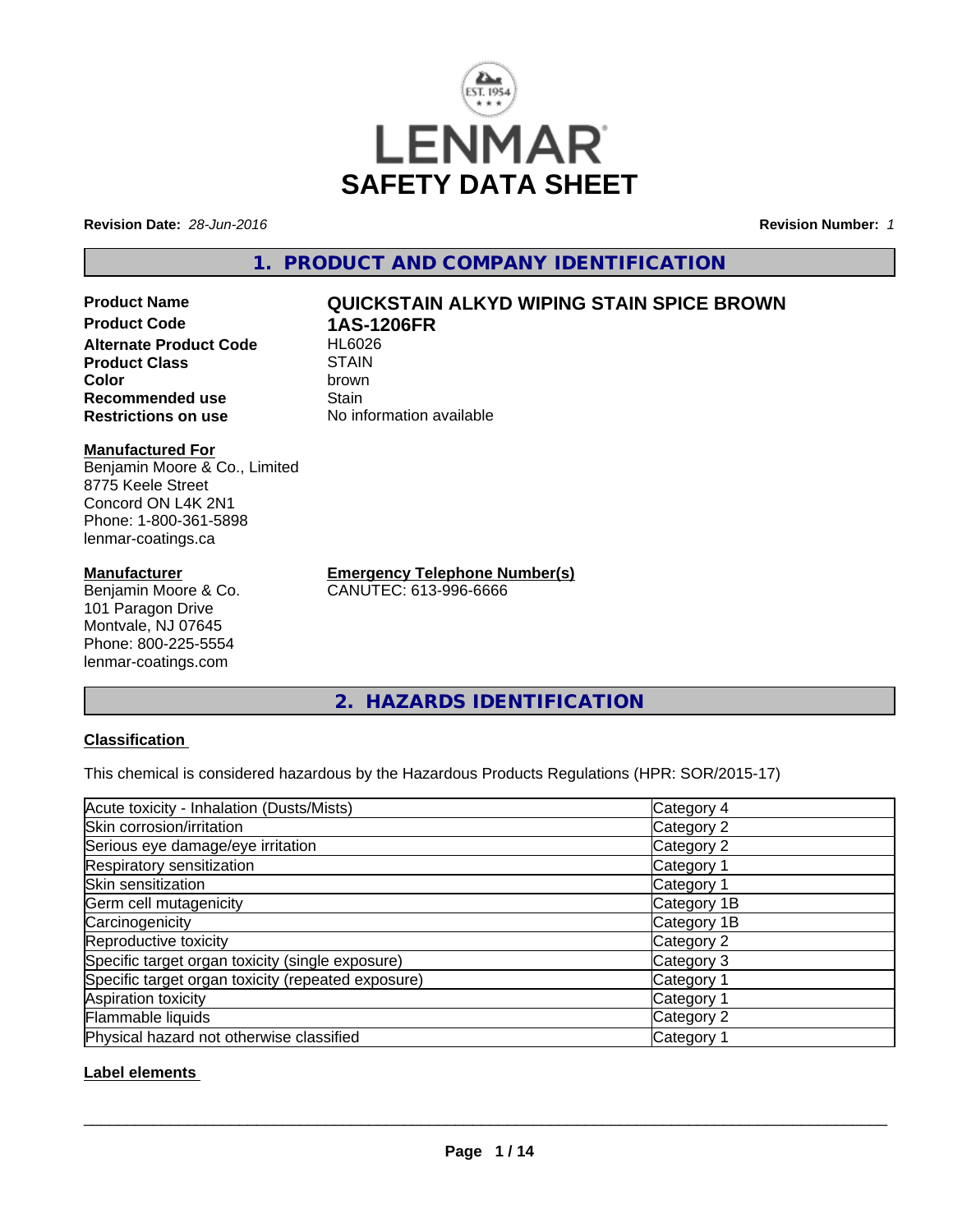LENMAR

# SAFETY DATA SHEET

**Revision Date:** *28-Jun-2016* **Revision Number:** *1*

## 1. PRODUCT AND COMPANY IDENTIFICATION

| | |
|---|---|
| **Product Name** | **QUICKSTAIN ALKYD WIPING STAIN SPICE BROWN** |
| **Product Code** | **1AS-1206FR** |
| **Alternate Product Code** | HL6026 |
| **Product Class** | STAIN |
| **Color** | brown |
| **Recommended use** | Stain |
| **Restrictions on use** | No information available |

**Manufactured For**
Benjamin Moore & Co., Limited
8775 Keele Street
Concord ON L4K 2N1
Phone: 1-800-361-5898
lenmar-coatings.ca

**Manufacturer**
Benjamin Moore & Co.
101 Paragon Drive
Montvale, NJ 07645
Phone: 800-225-5554
lenmar-coatings.com

**Emergency Telephone Number(s)**
CANUTEC: 613-996-6666

## 2. HAZARDS IDENTIFICATION

**Classification**

This chemical is considered hazardous by the Hazardous Products Regulations (HPR: SOR/2015-17)

| | |
|---|---|
| Acute toxicity - Inhalation (Dusts/Mists) | Category 4 |
| Skin corrosion/irritation | Category 2 |
| Serious eye damage/eye irritation | Category 2 |
| Respiratory sensitization | Category 1 |
| Skin sensitization | Category 1 |
| Germ cell mutagenicity | Category 1B |
| Carcinogenicity | Category 1B |
| Reproductive toxicity | Category 2 |
| Specific target organ toxicity (single exposure) | Category 3 |
| Specific target organ toxicity (repeated exposure) | Category 1 |
| Aspiration toxicity | Category 1 |
| Flammable liquids | Category 2 |
| Physical hazard not otherwise classified | Category 1 |

**Label elements**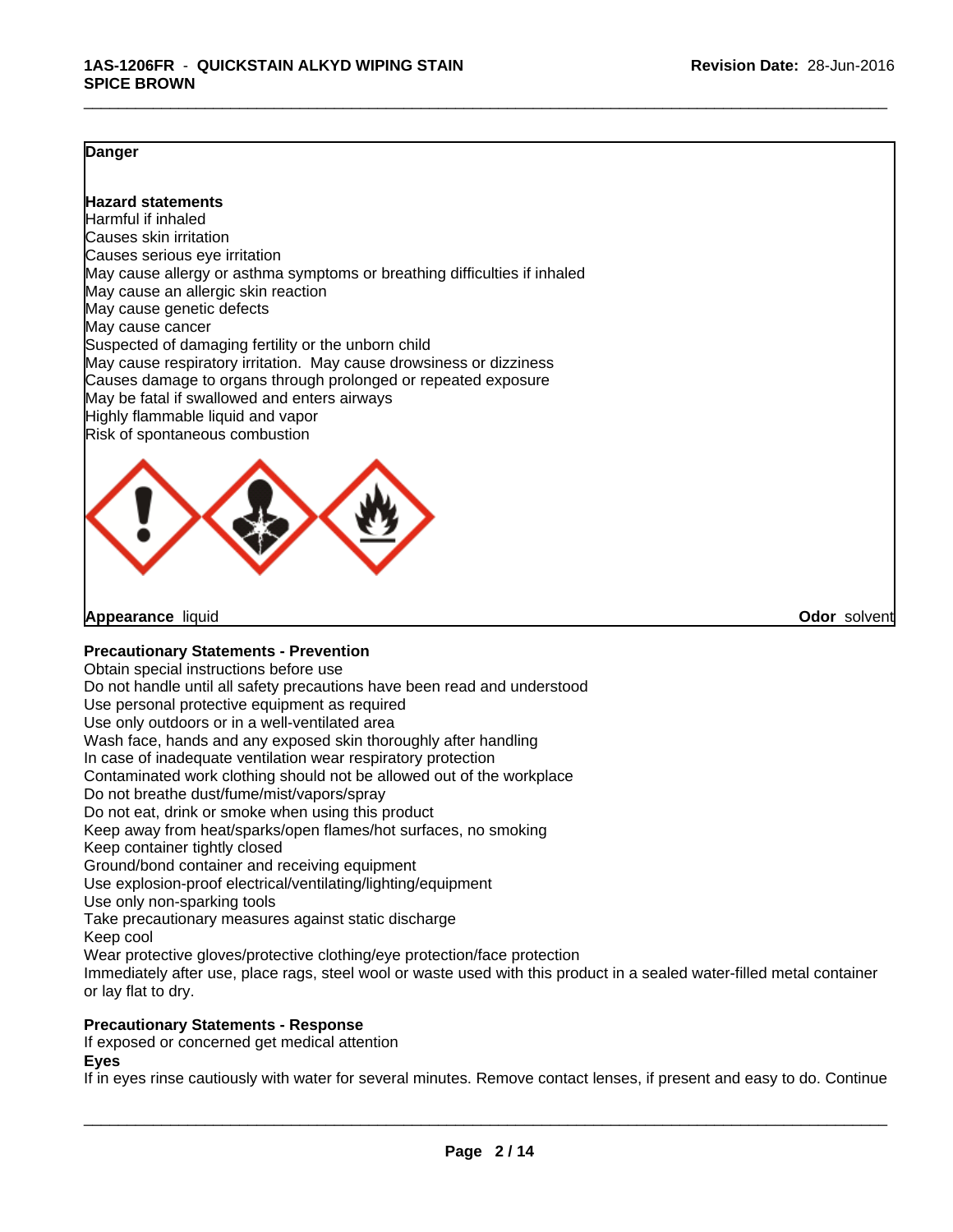**Danger**

**Hazard statements**
Harmful if inhaled
Causes skin irritation
Causes serious eye irritation
May cause allergy or asthma symptoms or breathing difficulties if inhaled
May cause an allergic skin reaction
May cause genetic defects
May cause cancer
Suspected of damaging fertility or the unborn child
May cause respiratory irritation. May cause drowsiness or dizziness
Causes damage to organs through prolonged or repeated exposure
May be fatal if swallowed and enters airways
Highly flammable liquid and vapor
Risk of spontaneous combustion

**Appearance** liquid

**Odor** solvent

**Precautionary Statements - Prevention**
Obtain special instructions before use
Do not handle until all safety precautions have been read and understood
Use personal protective equipment as required
Use only outdoors or in a well-ventilated area
Wash face, hands and any exposed skin thoroughly after handling
In case of inadequate ventilation wear respiratory protection
Contaminated work clothing should not be allowed out of the workplace
Do not breathe dust/fume/mist/vapors/spray
Do not eat, drink or smoke when using this product
Keep away from heat/sparks/open flames/hot surfaces, no smoking
Keep container tightly closed
Ground/bond container and receiving equipment
Use explosion-proof electrical/ventilating/lighting/equipment
Use only non-sparking tools
Take precautionary measures against static discharge
Keep cool
Wear protective gloves/protective clothing/eye protection/face protection
Immediately after use, place rags, steel wool or waste used with this product in a sealed water-filled metal container or lay flat to dry.

**Precautionary Statements - Response**
If exposed or concerned get medical attention
**Eyes**
If in eyes rinse cautiously with water for several minutes. Remove contact lenses, if present and easy to do. Continue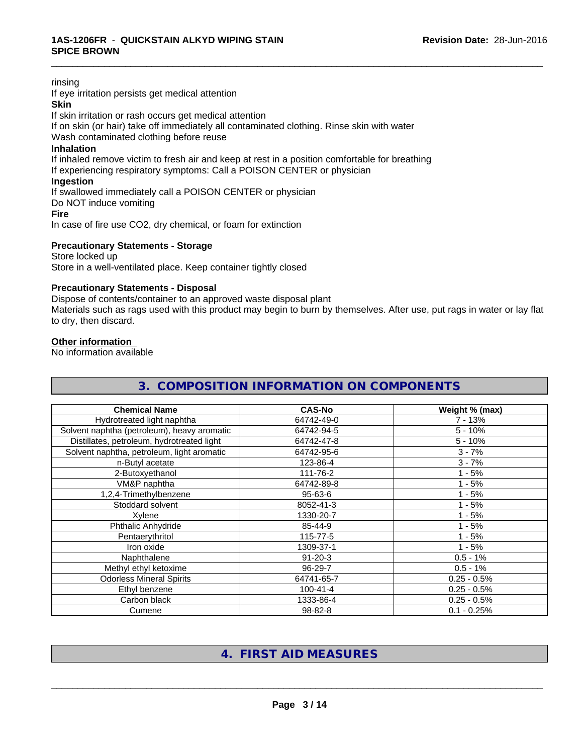rinsing
If eye irritation persists get medical attention

**Skin**

If skin irritation or rash occurs get medical attention
If on skin (or hair) take off immediately all contaminated clothing. Rinse skin with water
Wash contaminated clothing before reuse

**Inhalation**

If inhaled remove victim to fresh air and keep at rest in a position comfortable for breathing
If experiencing respiratory symptoms: Call a POISON CENTER or physician

**Ingestion**

If swallowed immediately call a POISON CENTER or physician
Do NOT induce vomiting

**Fire**

In case of fire use CO2, dry chemical, or foam for extinction

**Precautionary Statements - Storage**

Store locked up
Store in a well-ventilated place. Keep container tightly closed

**Precautionary Statements - Disposal**

Dispose of contents/container to an approved waste disposal plant
Materials such as rags used with this product may begin to burn by themselves. After use, put rags in water or lay flat to dry, then discard.

**Other information**

No information available

## 3. COMPOSITION INFORMATION ON COMPONENTS

| Chemical Name | CAS-No | Weight % (max) |
|---|---|---|
| Hydrotreated light naphtha | 64742-49-0 | 7 - 13% |
| Solvent naphtha (petroleum), heavy aromatic | 64742-94-5 | 5 - 10% |
| Distillates, petroleum, hydrotreated light | 64742-47-8 | 5 - 10% |
| Solvent naphtha, petroleum, light aromatic | 64742-95-6 | 3 - 7% |
| n-Butyl acetate | 123-86-4 | 3 - 7% |
| 2-Butoxyethanol | 111-76-2 | 1 - 5% |
| VM&P naphtha | 64742-89-8 | 1 - 5% |
| 1,2,4-Trimethylbenzene | 95-63-6 | 1 - 5% |
| Stoddard solvent | 8052-41-3 | 1 - 5% |
| Xylene | 1330-20-7 | 1 - 5% |
| Phthalic Anhydride | 85-44-9 | 1 - 5% |
| Pentaerythritol | 115-77-5 | 1 - 5% |
| Iron oxide | 1309-37-1 | 1 - 5% |
| Naphthalene | 91-20-3 | 0.5 - 1% |
| Methyl ethyl ketoxime | 96-29-7 | 0.5 - 1% |
| Odorless Mineral Spirits | 64741-65-7 | 0.25 - 0.5% |
| Ethyl benzene | 100-41-4 | 0.25 - 0.5% |
| Carbon black | 1333-86-4 | 0.25 - 0.5% |
| Cumene | 98-82-8 | 0.1 - 0.25% |

## 4. FIRST AID MEASURES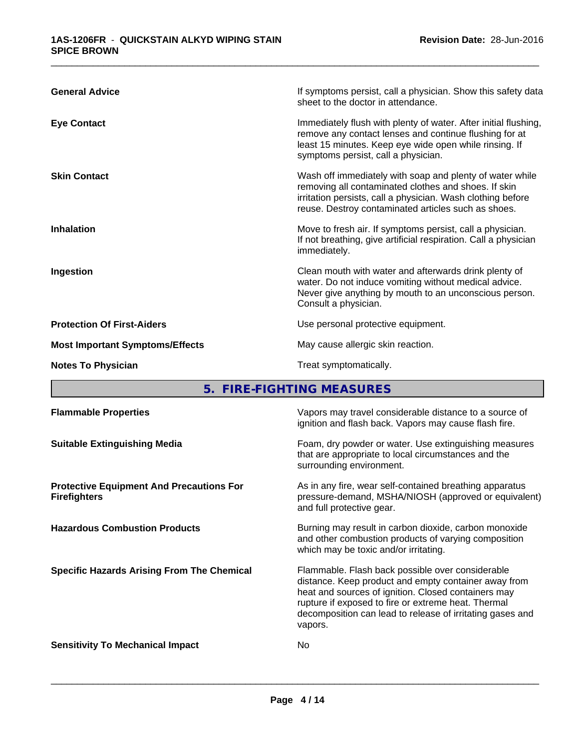| | |
|---|---|
| **General Advice** | If symptoms persist, call a physician. Show this safety data sheet to the doctor in attendance. |
| **Eye Contact** | Immediately flush with plenty of water. After initial flushing, remove any contact lenses and continue flushing for at least 15 minutes. Keep eye wide open while rinsing. If symptoms persist, call a physician. |
| **Skin Contact** | Wash off immediately with soap and plenty of water while removing all contaminated clothes and shoes. If skin irritation persists, call a physician. Wash clothing before reuse. Destroy contaminated articles such as shoes. |
| **Inhalation** | Move to fresh air. If symptoms persist, call a physician. If not breathing, give artificial respiration. Call a physician immediately. |
| **Ingestion** | Clean mouth with water and afterwards drink plenty of water. Do not induce vomiting without medical advice. Never give anything by mouth to an unconscious person. Consult a physician. |
| **Protection Of First-Aiders** | Use personal protective equipment. |
| **Most Important Symptoms/Effects** | May cause allergic skin reaction. |
| **Notes To Physician** | Treat symptomatically. |

## 5. FIRE-FIGHTING MEASURES

| | |
|---|---|
| **Flammable Properties** | Vapors may travel considerable distance to a source of ignition and flash back. Vapors may cause flash fire. |
| **Suitable Extinguishing Media** | Foam, dry powder or water. Use extinguishing measures that are appropriate to local circumstances and the surrounding environment. |
| **Protective Equipment And Precautions For Firefighters** | As in any fire, wear self-contained breathing apparatus pressure-demand, MSHA/NIOSH (approved or equivalent) and full protective gear. |
| **Hazardous Combustion Products** | Burning may result in carbon dioxide, carbon monoxide and other combustion products of varying composition which may be toxic and/or irritating. |
| **Specific Hazards Arising From The Chemical** | Flammable. Flash back possible over considerable distance. Keep product and empty container away from heat and sources of ignition. Closed containers may rupture if exposed to fire or extreme heat. Thermal decomposition can lead to release of irritating gases and vapors. |
| **Sensitivity To Mechanical Impact** | No |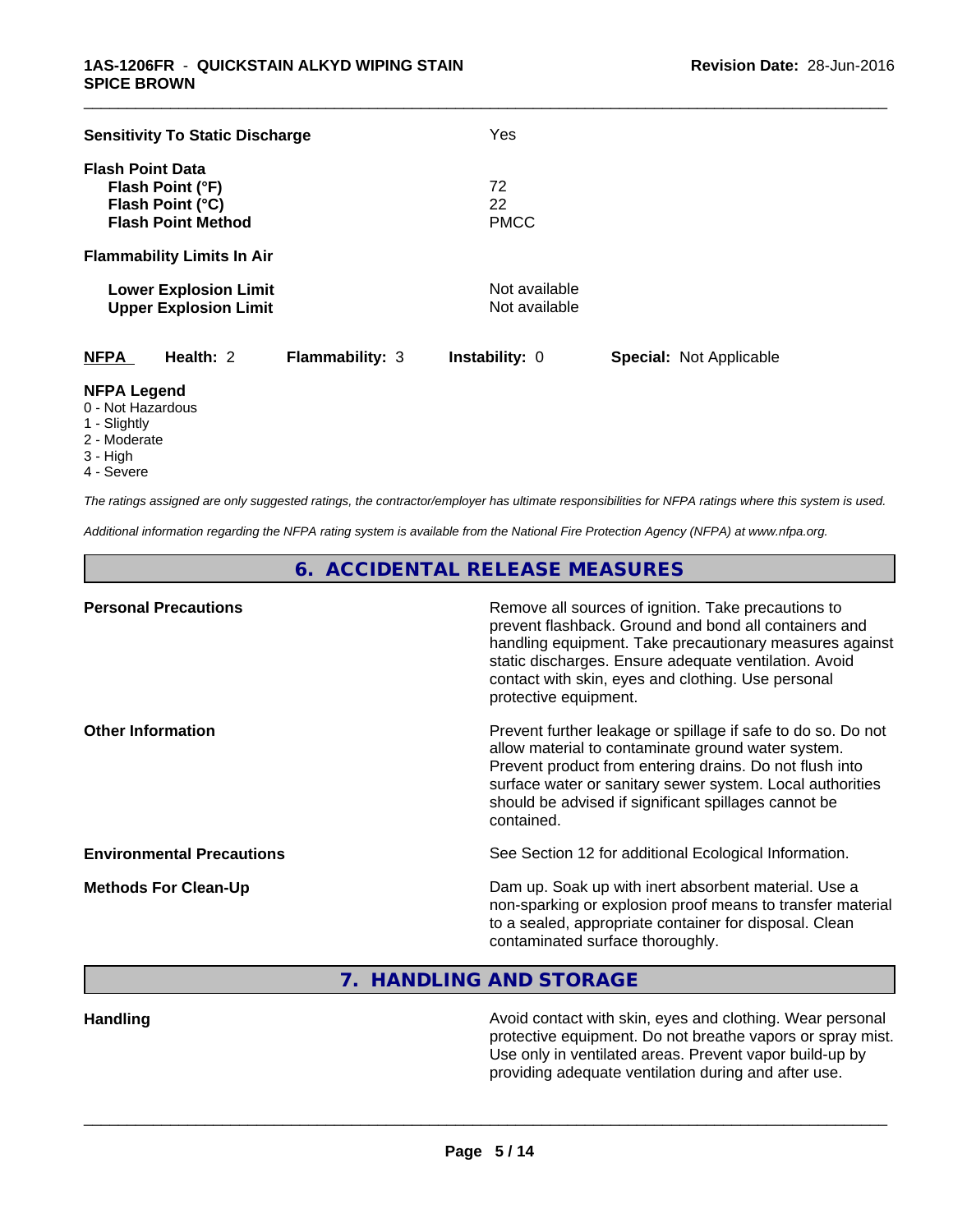| | |
|---|---|
| **Sensitivity To Static Discharge** | Yes |
| **Flash Point Data** | |
| **Flash Point (°F)** | 72 |
| **Flash Point (°C)** | 22 |
| **Flash Point Method** | PMCC |
| **Flammability Limits In Air** | |
| **Lower Explosion Limit** | Not available |
| **Upper Explosion Limit** | Not available |

| NFPA | Health: 2 | Flammability: 3 | Instability: 0 | Special: Not Applicable |
|---|---|---|---|---|

**NFPA Legend**
0 - Not Hazardous
1 - Slightly
2 - Moderate
3 - High
4 - Severe

*The ratings assigned are only suggested ratings, the contractor/employer has ultimate responsibilities for NFPA ratings where this system is used.*

*Additional information regarding the NFPA rating system is available from the National Fire Protection Agency (NFPA) at www.nfpa.org.*

## 6. ACCIDENTAL RELEASE MEASURES

| | |
|---|---|
| **Personal Precautions** | Remove all sources of ignition. Take precautions to prevent flashback. Ground and bond all containers and handling equipment. Take precautionary measures against static discharges. Ensure adequate ventilation. Avoid contact with skin, eyes and clothing. Use personal protective equipment. |
| **Other Information** | Prevent further leakage or spillage if safe to do so. Do not allow material to contaminate ground water system. Prevent product from entering drains. Do not flush into surface water or sanitary sewer system. Local authorities should be advised if significant spillages cannot be contained. |
| **Environmental Precautions** | See Section 12 for additional Ecological Information. |
| **Methods For Clean-Up** | Dam up. Soak up with inert absorbent material. Use a non-sparking or explosion proof means to transfer material to a sealed, appropriate container for disposal. Clean contaminated surface thoroughly. |

## 7. HANDLING AND STORAGE

| | |
|---|---|
| **Handling** | Avoid contact with skin, eyes and clothing. Wear personal protective equipment. Do not breathe vapors or spray mist. Use only in ventilated areas. Prevent vapor build-up by providing adequate ventilation during and after use. |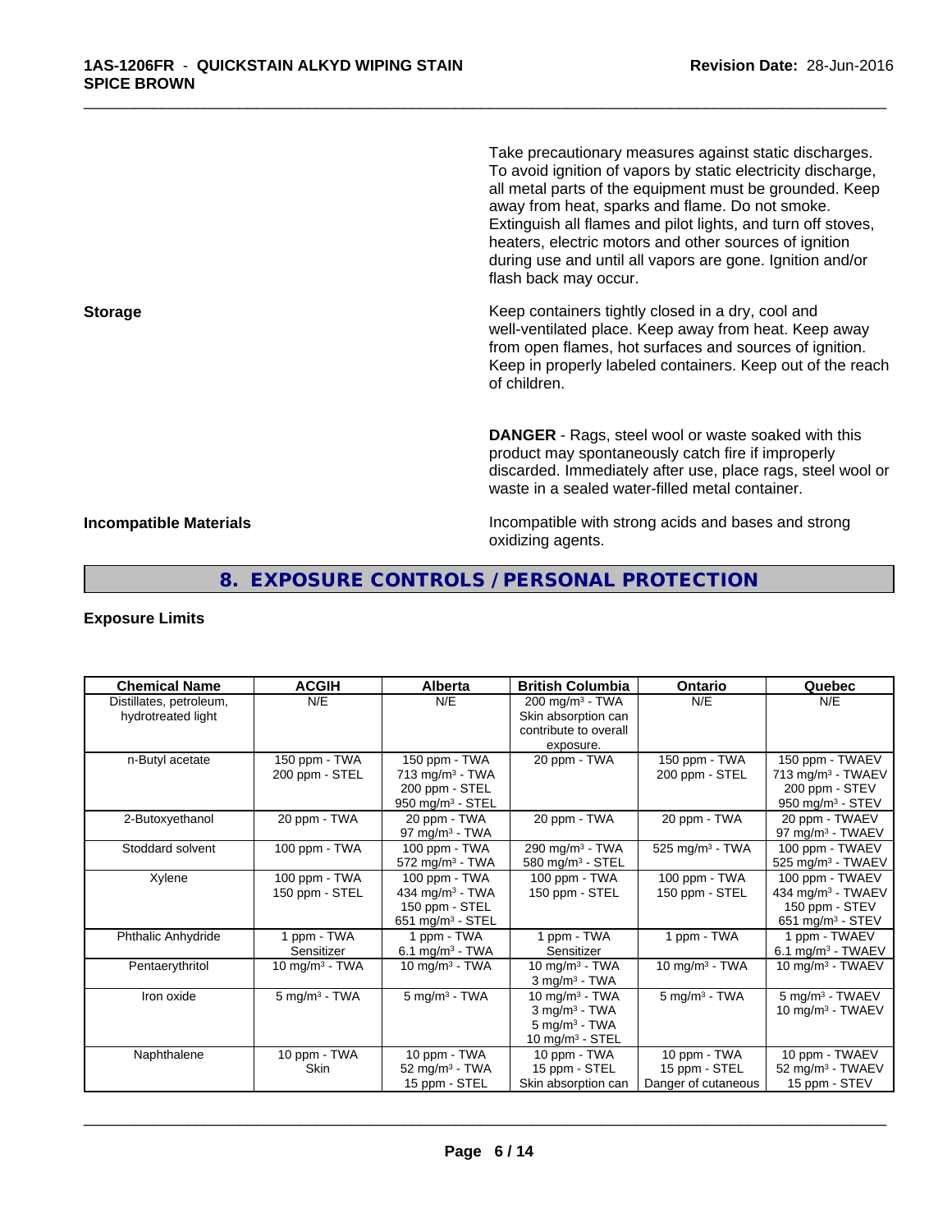Take precautionary measures against static discharges. To avoid ignition of vapors by static electricity discharge, all metal parts of the equipment must be grounded. Keep away from heat, sparks and flame. Do not smoke. Extinguish all flames and pilot lights, and turn off stoves, heaters, electric motors and other sources of ignition during use and until all vapors are gone. Ignition and/or flash back may occur.

**Storage**

Keep containers tightly closed in a dry, cool and well-ventilated place. Keep away from heat. Keep away from open flames, hot surfaces and sources of ignition. Keep in properly labeled containers. Keep out of the reach of children.

**DANGER** - Rags, steel wool or waste soaked with this product may spontaneously catch fire if improperly discarded. Immediately after use, place rags, steel wool or waste in a sealed water-filled metal container.

**Incompatible Materials**

Incompatible with strong acids and bases and strong oxidizing agents.

## 8. EXPOSURE CONTROLS / PERSONAL PROTECTION

**Exposure Limits**

| Chemical Name | ACGIH | Alberta | British Columbia | Ontario | Quebec |
|---|---|---|---|---|---|
| Distillates, petroleum, hydrotreated light | N/E | N/E | 200 mg/m³ - TWA<br>Skin absorption can contribute to overall exposure. | N/E | N/E |
| n-Butyl acetate | 150 ppm - TWA<br>200 ppm - STEL | 150 ppm - TWA<br>713 mg/m³ - TWA<br>200 ppm - STEL<br>950 mg/m³ - STEL | 20 ppm - TWA | 150 ppm - TWA<br>200 ppm - STEL | 150 ppm - TWAEV<br>713 mg/m³ - TWAEV<br>200 ppm - STEV<br>950 mg/m³ - STEV |
| 2-Butoxyethanol | 20 ppm - TWA | 20 ppm - TWA<br>97 mg/m³ - TWA | 20 ppm - TWA | 20 ppm - TWA | 20 ppm - TWAEV<br>97 mg/m³ - TWAEV |
| Stoddard solvent | 100 ppm - TWA | 100 ppm - TWA<br>572 mg/m³ - TWA | 290 mg/m³ - TWA<br>580 mg/m³ - STEL | 525 mg/m³ - TWA | 100 ppm - TWAEV<br>525 mg/m³ - TWAEV |
| Xylene | 100 ppm - TWA<br>150 ppm - STEL | 100 ppm - TWA<br>434 mg/m³ - TWA<br>150 ppm - STEL<br>651 mg/m³ - STEL | 100 ppm - TWA<br>150 ppm - STEL | 100 ppm - TWA<br>150 ppm - STEL | 100 ppm - TWAEV<br>434 mg/m³ - TWAEV<br>150 ppm - STEV<br>651 mg/m³ - STEV |
| Phthalic Anhydride | 1 ppm - TWA<br>Sensitizer | 1 ppm - TWA<br>6.1 mg/m³ - TWA | 1 ppm - TWA<br>Sensitizer | 1 ppm - TWA | 1 ppm - TWAEV<br>6.1 mg/m³ - TWAEV |
| Pentaerythritol | 10 mg/m³ - TWA | 10 mg/m³ - TWA | 10 mg/m³ - TWA<br>3 mg/m³ - TWA | 10 mg/m³ - TWA | 10 mg/m³ - TWAEV |
| Iron oxide | 5 mg/m³ - TWA | 5 mg/m³ - TWA | 10 mg/m³ - TWA<br>3 mg/m³ - TWA<br>5 mg/m³ - TWA<br>10 mg/m³ - STEL | 5 mg/m³ - TWA | 5 mg/m³ - TWAEV<br>10 mg/m³ - TWAEV |
| Naphthalene | 10 ppm - TWA<br>Skin | 10 ppm - TWA<br>52 mg/m³ - TWA<br>15 ppm - STEL | 10 ppm - TWA<br>15 ppm - STEL<br>Skin absorption can | 10 ppm - TWA<br>15 ppm - STEL<br>Danger of cutaneous | 10 ppm - TWAEV<br>52 mg/m³ - TWAEV<br>15 ppm - STEV |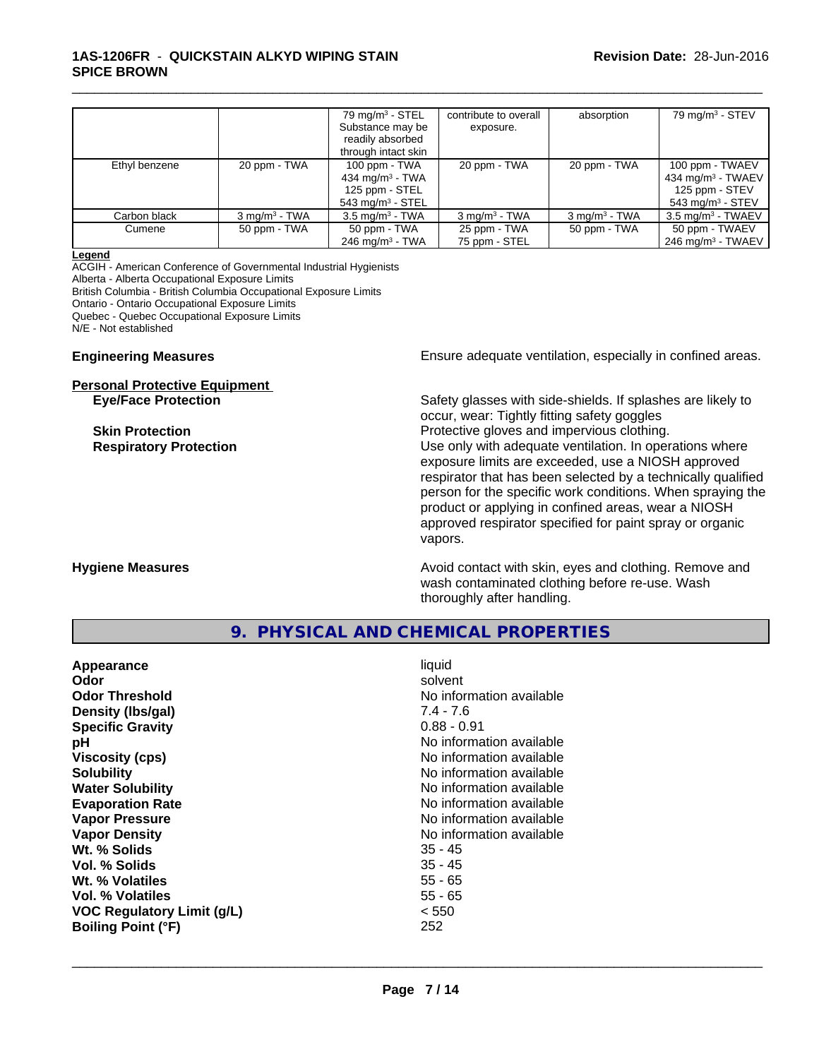|  |  | 79 mg/m³ - STEL Substance may be readily absorbed through intact skin | contribute to overall exposure. | absorption | 79 mg/m³ - STEV |
|---|---|---|---|---|---|
| Ethyl benzene | 20 ppm - TWA | 100 ppm - TWA 434 mg/m³ - TWA 125 ppm - STEL 543 mg/m³ - STEL | 20 ppm - TWA | 20 ppm - TWA | 100 ppm - TWAEV 434 mg/m³ - TWAEV 125 ppm - STEV 543 mg/m³ - STEV |
| Carbon black | 3 mg/m³ - TWA | 3.5 mg/m³ - TWA | 3 mg/m³ - TWA | 3 mg/m³ - TWA | 3.5 mg/m³ - TWAEV |
| Cumene | 50 ppm - TWA | 50 ppm - TWA 246 mg/m³ - TWA | 25 ppm - TWA 75 ppm - STEL | 50 ppm - TWA | 50 ppm - TWAEV 246 mg/m³ - TWAEV |

**Legend**

ACGIH - American Conference of Governmental Industrial Hygienists
Alberta - Alberta Occupational Exposure Limits
British Columbia - British Columbia Occupational Exposure Limits
Ontario - Ontario Occupational Exposure Limits
Quebec - Quebec Occupational Exposure Limits
N/E - Not established

**Engineering Measures** Ensure adequate ventilation, especially in confined areas.

**Personal Protective Equipment**

**Eye/Face Protection** Safety glasses with side-shields. If splashes are likely to occur, wear: Tightly fitting safety goggles

**Skin Protection** Protective gloves and impervious clothing.

**Respiratory Protection** Use only with adequate ventilation. In operations where exposure limits are exceeded, use a NIOSH approved respirator that has been selected by a technically qualified person for the specific work conditions. When spraying the product or applying in confined areas, wear a NIOSH approved respirator specified for paint spray or organic vapors.

**Hygiene Measures** Avoid contact with skin, eyes and clothing. Remove and wash contaminated clothing before re-use. Wash thoroughly after handling.

## 9. PHYSICAL AND CHEMICAL PROPERTIES

| | |
|---|---|
| **Appearance** | liquid |
| **Odor** | solvent |
| **Odor Threshold** | No information available |
| **Density (lbs/gal)** | 7.4 - 7.6 |
| **Specific Gravity** | 0.88 - 0.91 |
| **pH** | No information available |
| **Viscosity (cps)** | No information available |
| **Solubility** | No information available |
| **Water Solubility** | No information available |
| **Evaporation Rate** | No information available |
| **Vapor Pressure** | No information available |
| **Vapor Density** | No information available |
| **Wt. % Solids** | 35 - 45 |
| **Vol. % Solids** | 35 - 45 |
| **Wt. % Volatiles** | 55 - 65 |
| **Vol. % Volatiles** | 55 - 65 |
| **VOC Regulatory Limit (g/L)** | < 550 |
| **Boiling Point (°F)** | 252 |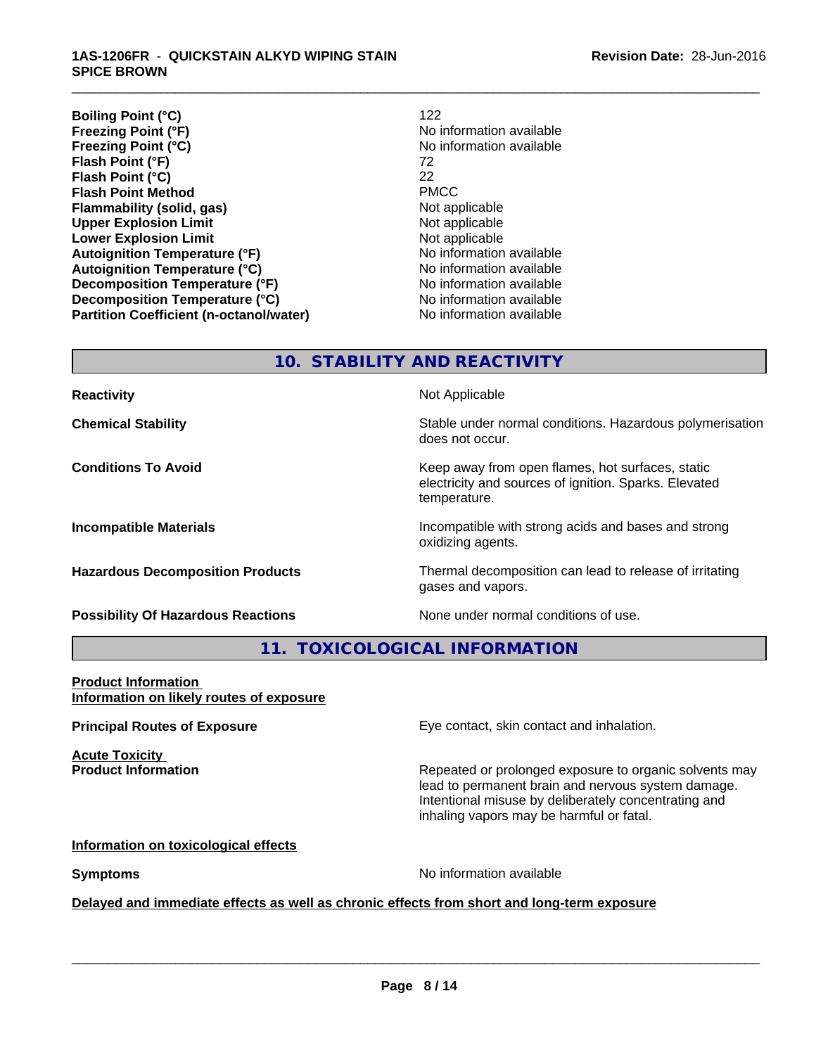| | |
|---|---|
| **Boiling Point (°C)** | 122 |
| **Freezing Point (°F)** | No information available |
| **Freezing Point (°C)** | No information available |
| **Flash Point (°F)** | 72 |
| **Flash Point (°C)** | 22 |
| **Flash Point Method** | PMCC |
| **Flammability (solid, gas)** | Not applicable |
| **Upper Explosion Limit** | Not applicable |
| **Lower Explosion Limit** | Not applicable |
| **Autoignition Temperature (°F)** | No information available |
| **Autoignition Temperature (°C)** | No information available |
| **Decomposition Temperature (°F)** | No information available |
| **Decomposition Temperature (°C)** | No information available |
| **Partition Coefficient (n-octanol/water)** | No information available |

## 10. STABILITY AND REACTIVITY

**Reactivity**

Not Applicable

**Chemical Stability**

Stable under normal conditions. Hazardous polymerisation does not occur.

**Conditions To Avoid**

Keep away from open flames, hot surfaces, static electricity and sources of ignition. Sparks. Elevated temperature.

**Incompatible Materials**

Incompatible with strong acids and bases and strong oxidizing agents.

**Hazardous Decomposition Products**

Thermal decomposition can lead to release of irritating gases and vapors.

**Possibility Of Hazardous Reactions**

None under normal conditions of use.

## 11. TOXICOLOGICAL INFORMATION

**Product Information**
**Information on likely routes of exposure**

**Principal Routes of Exposure**

Eye contact, skin contact and inhalation.

**Acute Toxicity**
**Product Information**

Repeated or prolonged exposure to organic solvents may lead to permanent brain and nervous system damage. Intentional misuse by deliberately concentrating and inhaling vapors may be harmful or fatal.

**Information on toxicological effects**

**Symptoms**

No information available

**Delayed and immediate effects as well as chronic effects from short and long-term exposure**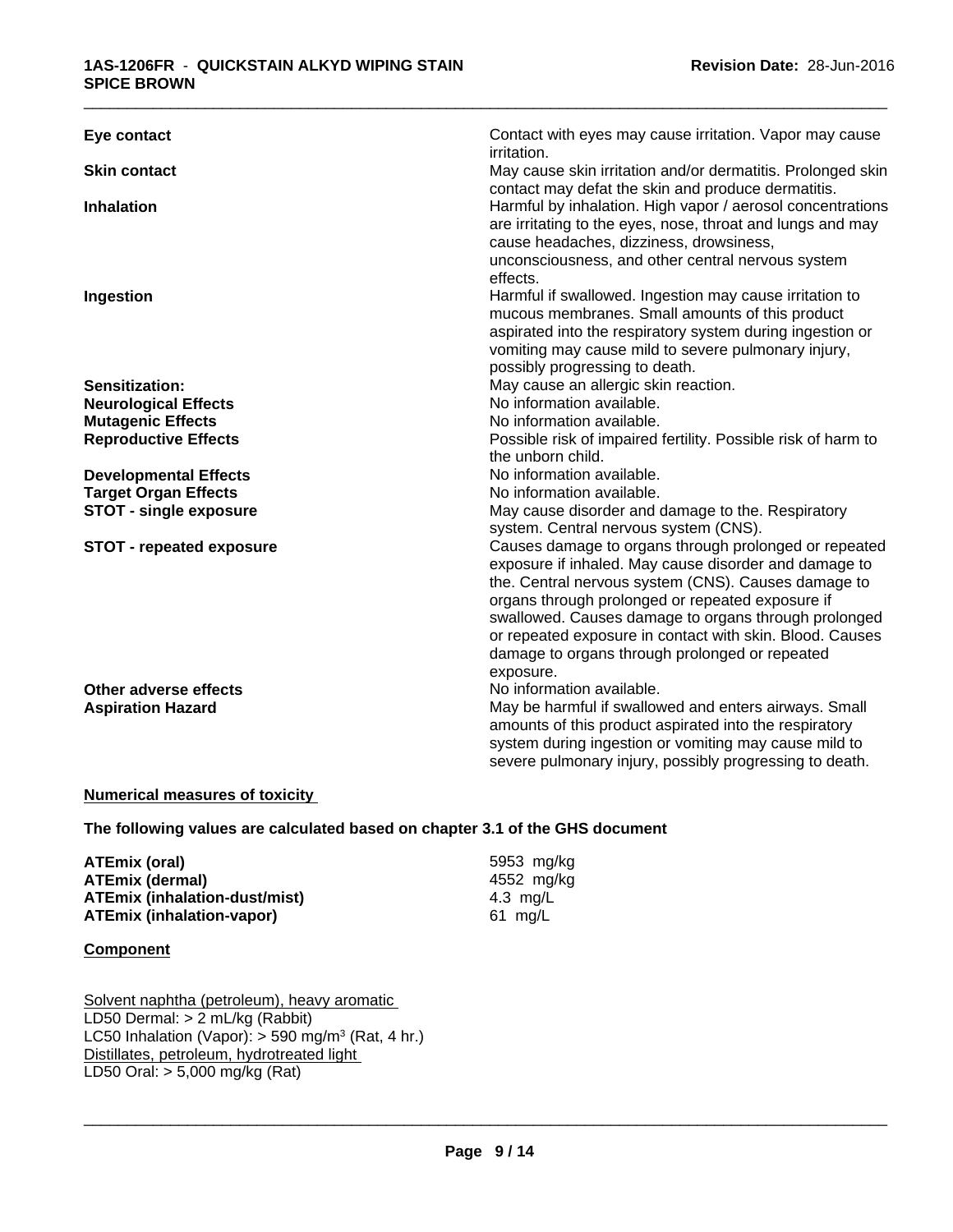| | |
|---|---|
| **Eye contact** | Contact with eyes may cause irritation. Vapor may cause irritation. |
| **Skin contact** | May cause skin irritation and/or dermatitis. Prolonged skin contact may defat the skin and produce dermatitis. |
| **Inhalation** | Harmful by inhalation. High vapor / aerosol concentrations are irritating to the eyes, nose, throat and lungs and may cause headaches, dizziness, drowsiness, unconsciousness, and other central nervous system effects. |
| **Ingestion** | Harmful if swallowed. Ingestion may cause irritation to mucous membranes. Small amounts of this product aspirated into the respiratory system during ingestion or vomiting may cause mild to severe pulmonary injury, possibly progressing to death. |
| **Sensitization:** | May cause an allergic skin reaction. |
| **Neurological Effects** | No information available. |
| **Mutagenic Effects** | No information available. |
| **Reproductive Effects** | Possible risk of impaired fertility. Possible risk of harm to the unborn child. |
| **Developmental Effects** | No information available. |
| **Target Organ Effects** | No information available. |
| **STOT - single exposure** | May cause disorder and damage to the. Respiratory system. Central nervous system (CNS). |
| **STOT - repeated exposure** | Causes damage to organs through prolonged or repeated exposure if inhaled. May cause disorder and damage to the. Central nervous system (CNS). Causes damage to organs through prolonged or repeated exposure if swallowed. Causes damage to organs through prolonged or repeated exposure in contact with skin. Blood. Causes damage to organs through prolonged or repeated exposure. |
| **Other adverse effects** | No information available. |
| **Aspiration Hazard** | May be harmful if swallowed and enters airways. Small amounts of this product aspirated into the respiratory system during ingestion or vomiting may cause mild to severe pulmonary injury, possibly progressing to death. |

**Numerical measures of toxicity**

**The following values are calculated based on chapter 3.1 of the GHS document**

| | |
|---|---|
| **ATEmix (oral)** | 5953 mg/kg |
| **ATEmix (dermal)** | 4552 mg/kg |
| **ATEmix (inhalation-dust/mist)** | 4.3 mg/L |
| **ATEmix (inhalation-vapor)** | 61 mg/L |

**Component**

Solvent naphtha (petroleum), heavy aromatic
LD50 Dermal: > 2 mL/kg (Rabbit)
LC50 Inhalation (Vapor): > 590 mg/m³ (Rat, 4 hr.)
Distillates, petroleum, hydrotreated light
LD50 Oral: > 5,000 mg/kg (Rat)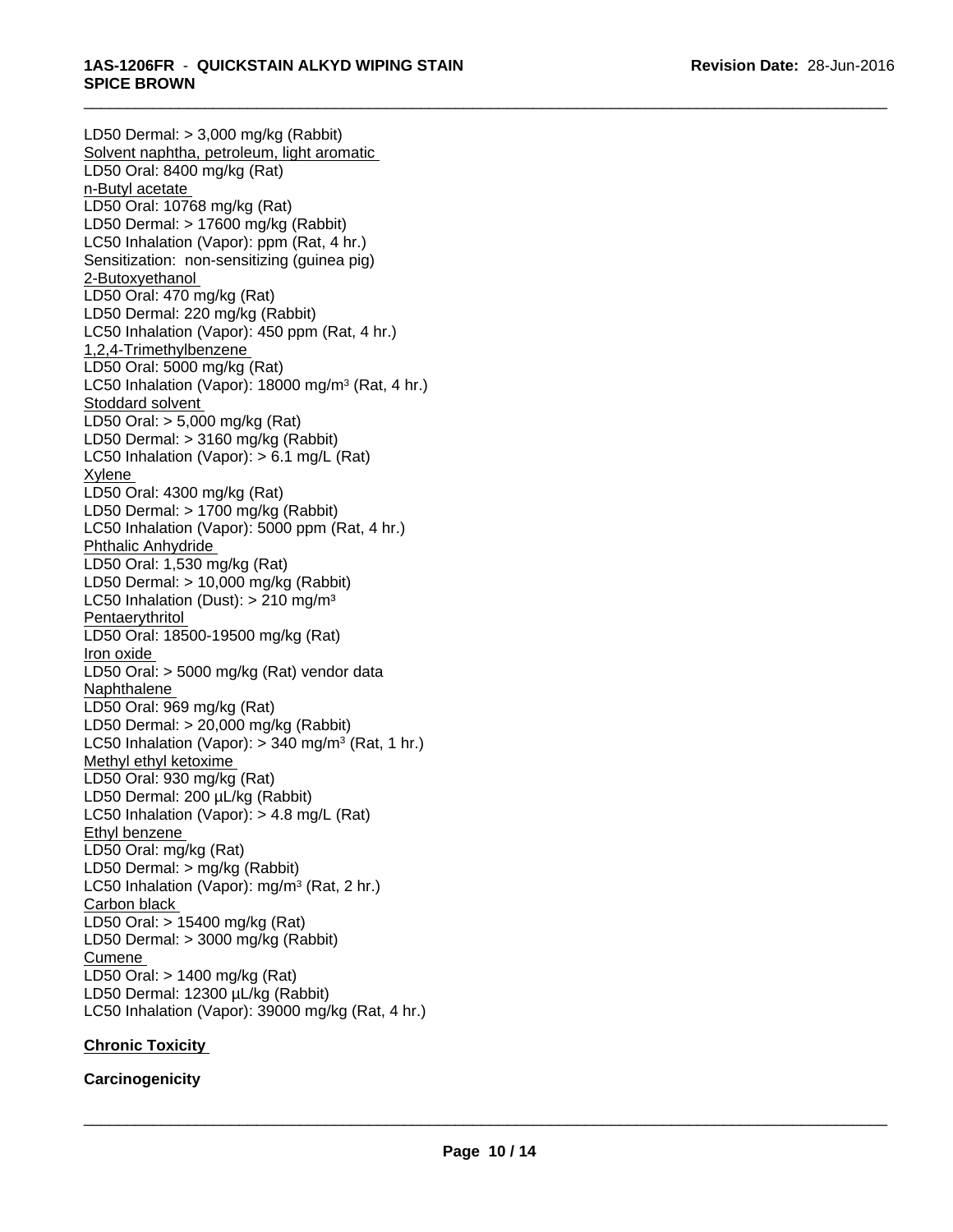LD50 Dermal: > 3,000 mg/kg (Rabbit)
Solvent naphtha, petroleum, light aromatic
LD50 Oral: 8400 mg/kg (Rat)
n-Butyl acetate
LD50 Oral: 10768 mg/kg (Rat)
LD50 Dermal: > 17600 mg/kg (Rabbit)
LC50 Inhalation (Vapor): ppm (Rat, 4 hr.)
Sensitization: non-sensitizing (guinea pig)
2-Butoxyethanol
LD50 Oral: 470 mg/kg (Rat)
LD50 Dermal: 220 mg/kg (Rabbit)
LC50 Inhalation (Vapor): 450 ppm (Rat, 4 hr.)
1,2,4-Trimethylbenzene
LD50 Oral: 5000 mg/kg (Rat)
LC50 Inhalation (Vapor): 18000 mg/m³ (Rat, 4 hr.)
Stoddard solvent
LD50 Oral: > 5,000 mg/kg (Rat)
LD50 Dermal: > 3160 mg/kg (Rabbit)
LC50 Inhalation (Vapor): > 6.1 mg/L (Rat)
Xylene
LD50 Oral: 4300 mg/kg (Rat)
LD50 Dermal: > 1700 mg/kg (Rabbit)
LC50 Inhalation (Vapor): 5000 ppm (Rat, 4 hr.)
Phthalic Anhydride
LD50 Oral: 1,530 mg/kg (Rat)
LD50 Dermal: > 10,000 mg/kg (Rabbit)
LC50 Inhalation (Dust): > 210 mg/m³
Pentaerythritol
LD50 Oral: 18500-19500 mg/kg (Rat)
Iron oxide
LD50 Oral: > 5000 mg/kg (Rat) vendor data
Naphthalene
LD50 Oral: 969 mg/kg (Rat)
LD50 Dermal: > 20,000 mg/kg (Rabbit)
LC50 Inhalation (Vapor): > 340 mg/m³ (Rat, 1 hr.)
Methyl ethyl ketoxime
LD50 Oral: 930 mg/kg (Rat)
LD50 Dermal: 200 µL/kg (Rabbit)
LC50 Inhalation (Vapor): > 4.8 mg/L (Rat)
Ethyl benzene
LD50 Oral: mg/kg (Rat)
LD50 Dermal: > mg/kg (Rabbit)
LC50 Inhalation (Vapor): mg/m³ (Rat, 2 hr.)
Carbon black
LD50 Oral: > 15400 mg/kg (Rat)
LD50 Dermal: > 3000 mg/kg (Rabbit)
Cumene
LD50 Oral: > 1400 mg/kg (Rat)
LD50 Dermal: 12300 µL/kg (Rabbit)
LC50 Inhalation (Vapor): 39000 mg/kg (Rat, 4 hr.)

**Chronic Toxicity**

**Carcinogenicity**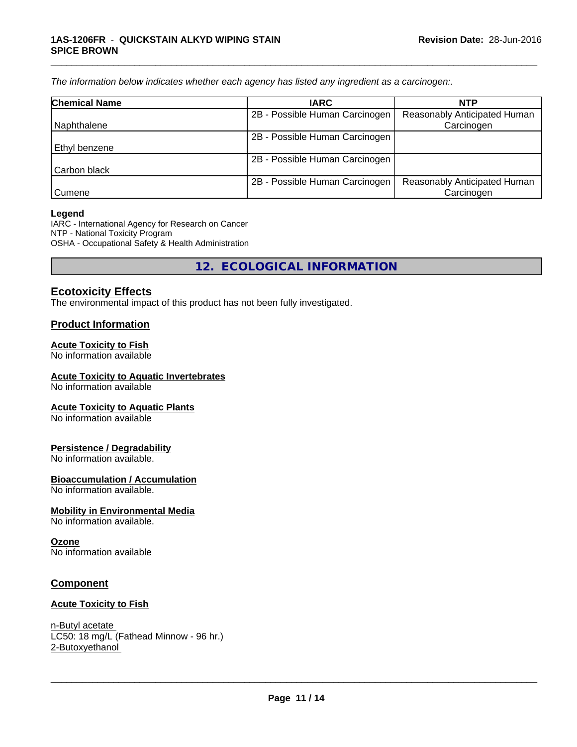*The information below indicates whether each agency has listed any ingredient as a carcinogen:.*

| Chemical Name | IARC | NTP |
|---|---|---|
| Naphthalene | 2B - Possible Human Carcinogen | Reasonably Anticipated Human Carcinogen |
| Ethyl benzene | 2B - Possible Human Carcinogen | |
| Carbon black | 2B - Possible Human Carcinogen | |
| Cumene | 2B - Possible Human Carcinogen | Reasonably Anticipated Human Carcinogen |

**Legend**
IARC - International Agency for Research on Cancer
NTP - National Toxicity Program
OSHA - Occupational Safety & Health Administration

## 12. ECOLOGICAL INFORMATION

### Ecotoxicity Effects

The environmental impact of this product has not been fully investigated.

### Product Information

**Acute Toxicity to Fish**
No information available

**Acute Toxicity to Aquatic Invertebrates**
No information available

**Acute Toxicity to Aquatic Plants**
No information available

**Persistence / Degradability**
No information available.

**Bioaccumulation / Accumulation**
No information available.

**Mobility in Environmental Media**
No information available.

**Ozone**
No information available

### Component

**Acute Toxicity to Fish**

n-Butyl acetate
LC50: 18 mg/L (Fathead Minnow - 96 hr.)
2-Butoxyethanol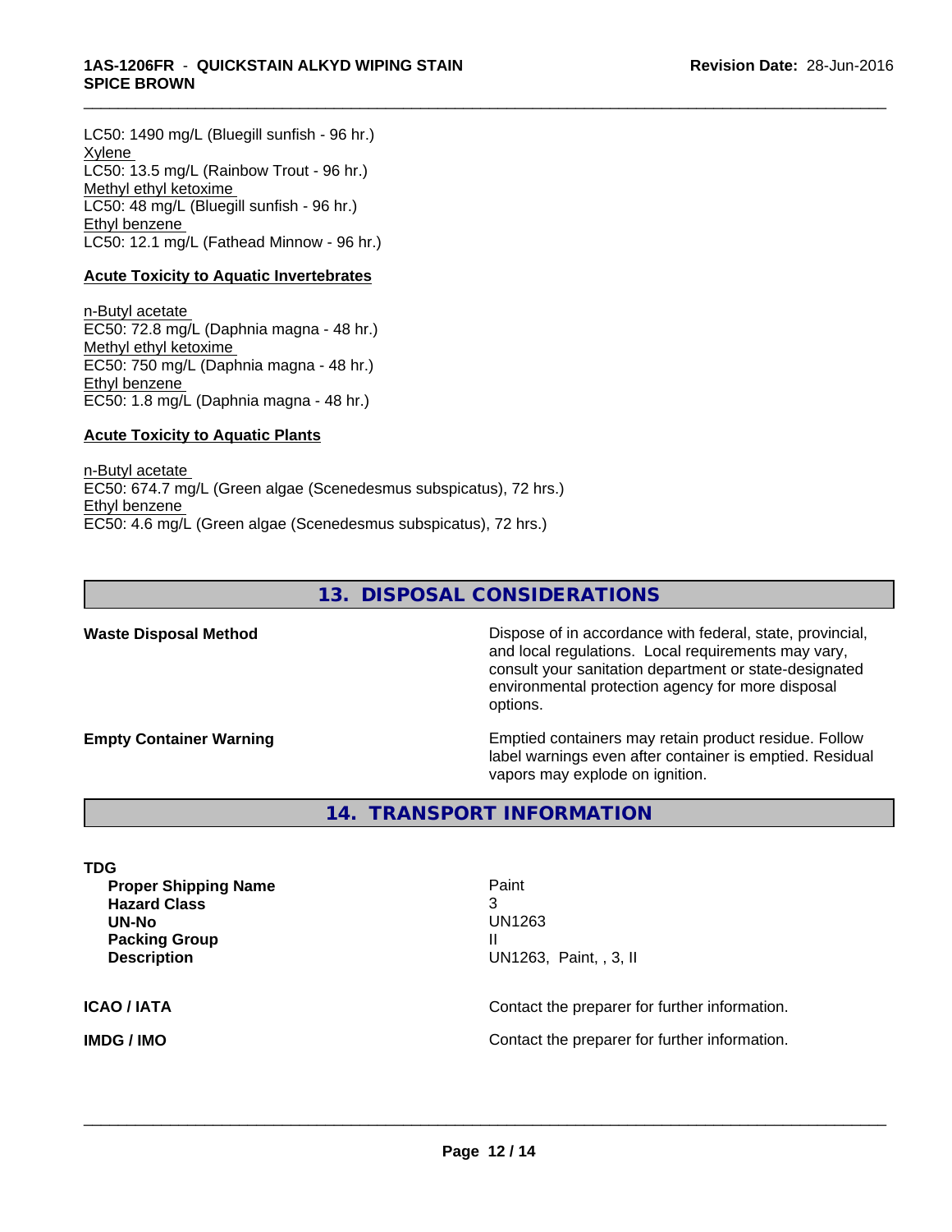LC50: 1490 mg/L (Bluegill sunfish - 96 hr.)
Xylene
LC50: 13.5 mg/L (Rainbow Trout - 96 hr.)
Methyl ethyl ketoxime
LC50: 48 mg/L (Bluegill sunfish - 96 hr.)
Ethyl benzene
LC50: 12.1 mg/L (Fathead Minnow - 96 hr.)

**Acute Toxicity to Aquatic Invertebrates**

n-Butyl acetate
EC50: 72.8 mg/L (Daphnia magna - 48 hr.)
Methyl ethyl ketoxime
EC50: 750 mg/L (Daphnia magna - 48 hr.)
Ethyl benzene
EC50: 1.8 mg/L (Daphnia magna - 48 hr.)

**Acute Toxicity to Aquatic Plants**

n-Butyl acetate
EC50: 674.7 mg/L (Green algae (Scenedesmus subspicatus), 72 hrs.)
Ethyl benzene
EC50: 4.6 mg/L (Green algae (Scenedesmus subspicatus), 72 hrs.)

## 13. DISPOSAL CONSIDERATIONS

**Waste Disposal Method** — Dispose of in accordance with federal, state, provincial, and local regulations. Local requirements may vary, consult your sanitation department or state-designated environmental protection agency for more disposal options.

**Empty Container Warning** — Emptied containers may retain product residue. Follow label warnings even after container is emptied. Residual vapors may explode on ignition.

## 14. TRANSPORT INFORMATION

**TDG**

| | |
|---|---|
| **Proper Shipping Name** | Paint |
| **Hazard Class** | 3 |
| **UN-No** | UN1263 |
| **Packing Group** | II |
| **Description** | UN1263, Paint, , 3, II |

**ICAO / IATA** — Contact the preparer for further information.

**IMDG / IMO** — Contact the preparer for further information.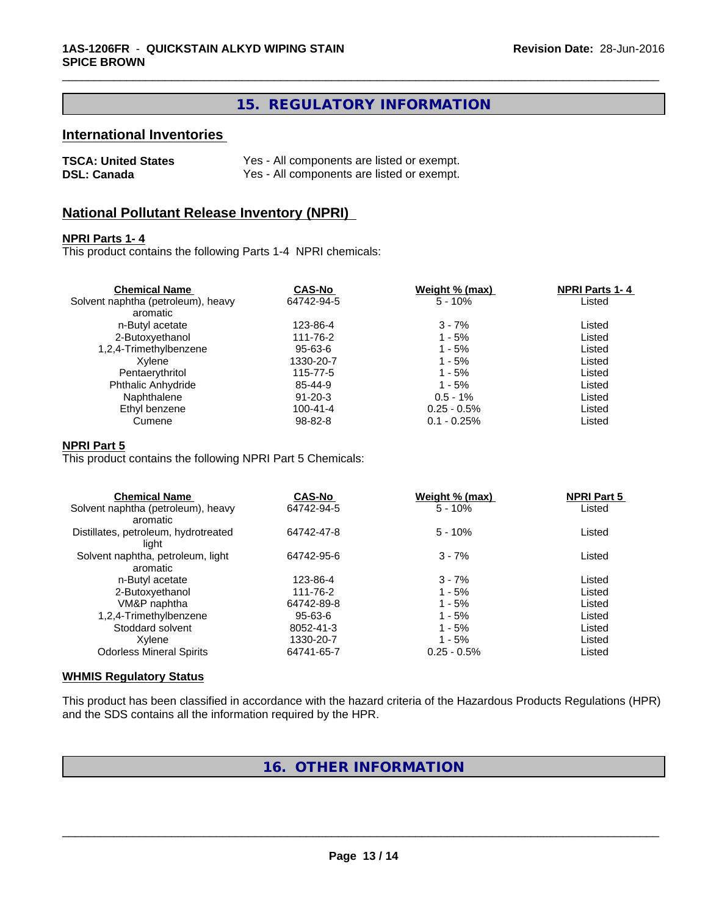## 15. REGULATORY INFORMATION

### International Inventories

| | |
|---|---|
| **TSCA: United States** | Yes - All components are listed or exempt. |
| **DSL: Canada** | Yes - All components are listed or exempt. |

### National Pollutant Release Inventory (NPRI)

**NPRI Parts 1- 4**

This product contains the following Parts 1-4 NPRI chemicals:

| Chemical Name | CAS-No | Weight % (max) | NPRI Parts 1- 4 |
|---|---|---|---|
| Solvent naphtha (petroleum), heavy aromatic | 64742-94-5 | 5 - 10% | Listed |
| n-Butyl acetate | 123-86-4 | 3 - 7% | Listed |
| 2-Butoxyethanol | 111-76-2 | 1 - 5% | Listed |
| 1,2,4-Trimethylbenzene | 95-63-6 | 1 - 5% | Listed |
| Xylene | 1330-20-7 | 1 - 5% | Listed |
| Pentaerythritol | 115-77-5 | 1 - 5% | Listed |
| Phthalic Anhydride | 85-44-9 | 1 - 5% | Listed |
| Naphthalene | 91-20-3 | 0.5 - 1% | Listed |
| Ethyl benzene | 100-41-4 | 0.25 - 0.5% | Listed |
| Cumene | 98-82-8 | 0.1 - 0.25% | Listed |

**NPRI Part 5**

This product contains the following NPRI Part 5 Chemicals:

| Chemical Name | CAS-No | Weight % (max) | NPRI Part 5 |
|---|---|---|---|
| Solvent naphtha (petroleum), heavy aromatic | 64742-94-5 | 5 - 10% | Listed |
| Distillates, petroleum, hydrotreated light | 64742-47-8 | 5 - 10% | Listed |
| Solvent naphtha, petroleum, light aromatic | 64742-95-6 | 3 - 7% | Listed |
| n-Butyl acetate | 123-86-4 | 3 - 7% | Listed |
| 2-Butoxyethanol | 111-76-2 | 1 - 5% | Listed |
| VM&P naphtha | 64742-89-8 | 1 - 5% | Listed |
| 1,2,4-Trimethylbenzene | 95-63-6 | 1 - 5% | Listed |
| Stoddard solvent | 8052-41-3 | 1 - 5% | Listed |
| Xylene | 1330-20-7 | 1 - 5% | Listed |
| Odorless Mineral Spirits | 64741-65-7 | 0.25 - 0.5% | Listed |

**WHMIS Regulatory Status**

This product has been classified in accordance with the hazard criteria of the Hazardous Products Regulations (HPR) and the SDS contains all the information required by the HPR.

## 16. OTHER INFORMATION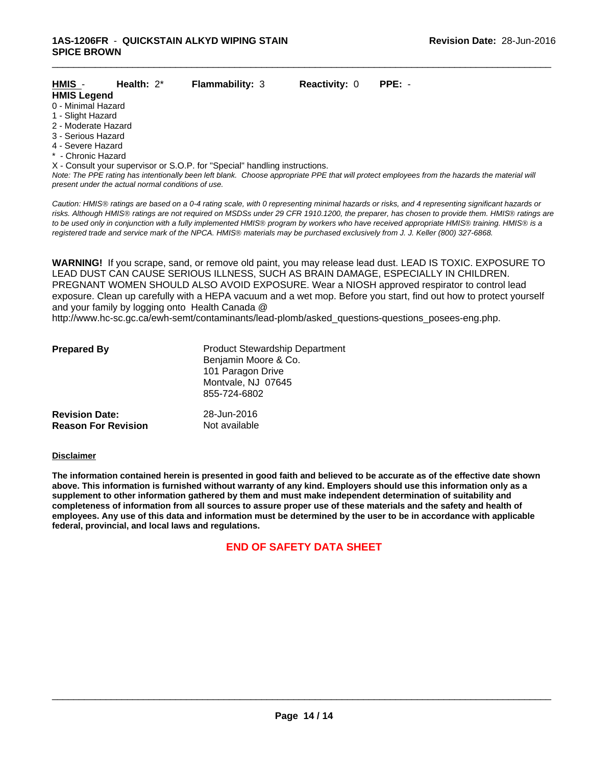**HMIS** - **Health:** 2* **Flammability:** 3 **Reactivity:** 0 **PPE:** -

**HMIS Legend**

0 - Minimal Hazard
1 - Slight Hazard
2 - Moderate Hazard
3 - Serious Hazard
4 - Severe Hazard
* - Chronic Hazard
X - Consult your supervisor or S.O.P. for "Special" handling instructions.

*Note: The PPE rating has intentionally been left blank. Choose appropriate PPE that will protect employees from the hazards the material will present under the actual normal conditions of use.*

*Caution: HMIS® ratings are based on a 0-4 rating scale, with 0 representing minimal hazards or risks, and 4 representing significant hazards or risks. Although HMIS® ratings are not required on MSDSs under 29 CFR 1910.1200, the preparer, has chosen to provide them. HMIS® ratings are to be used only in conjunction with a fully implemented HMIS® program by workers who have received appropriate HMIS® training. HMIS® is a registered trade and service mark of the NPCA. HMIS® materials may be purchased exclusively from J. J. Keller (800) 327-6868.*

**WARNING!** If you scrape, sand, or remove old paint, you may release lead dust. LEAD IS TOXIC. EXPOSURE TO LEAD DUST CAN CAUSE SERIOUS ILLNESS, SUCH AS BRAIN DAMAGE, ESPECIALLY IN CHILDREN. PREGNANT WOMEN SHOULD ALSO AVOID EXPOSURE. Wear a NIOSH approved respirator to control lead exposure. Clean up carefully with a HEPA vacuum and a wet mop. Before you start, find out how to protect yourself and your family by logging onto Health Canada @ http://www.hc-sc.gc.ca/ewh-semt/contaminants/lead-plomb/asked_questions-questions_posees-eng.php.

| | |
|---|---|
| **Prepared By** | Product Stewardship Department<br>Benjamin Moore & Co.<br>101 Paragon Drive<br>Montvale, NJ 07645<br>855-724-6802 |
| **Revision Date:** | 28-Jun-2016 |
| **Reason For Revision** | Not available |

**Disclaimer**

**The information contained herein is presented in good faith and believed to be accurate as of the effective date shown above. This information is furnished without warranty of any kind. Employers should use this information only as a supplement to other information gathered by them and must make independent determination of suitability and completeness of information from all sources to assure proper use of these materials and the safety and health of employees. Any use of this data and information must be determined by the user to be in accordance with applicable federal, provincial, and local laws and regulations.**

**END OF SAFETY DATA SHEET**